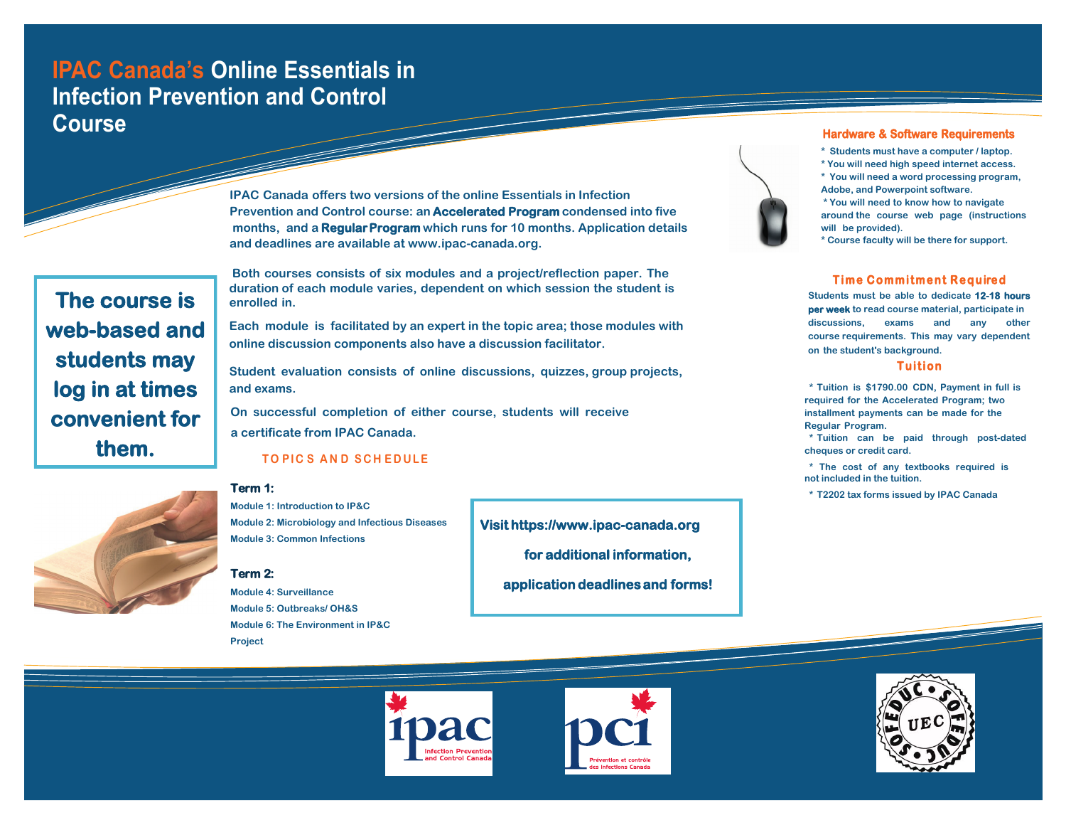# IPAC Canada's Online Essentials in Infection Prevention and Control Course

IPAC Canada offers two versions of the online Essentials in Infection Prevention and Control course: an **Accelerated Program** condensed into five months, and a **Regular Program** which runs for 10 months. Application details and deadlines are available at www.ipac-canada.org.

**The course is web-based and students may log in at times convenient for them.**

Both courses consists of six modules and a project/reflection paper. The duration of each module varies, dependent on which session the student is enrolled in.

Each module is facilitated by an expert in the topic area; those modules with online discussion components also have a discussion facilitator.

Student evaluation consists of online discussions, quizzes, group projects, and exams.

On successful completion of either course, students will receive a certificate from IPAC Canada.

## TOPICS AND SCHEDULE

**Term 1:**

Module 1: Introduction to IP&C

Module 2: Microbiology and Infectious Diseases

Module 3: Common Infections

**Term 2:**

Module 4: Surveillance

Module 5: Outbreaks/ OH&S

Module 6: The Environment in IP&C

Project

**Visit https://www.ipac-canada.org for additional information, application deadlines and forms!**

## Hardware & Software Requirements

* Students must have a computer / laptop.
* You will need high speed internet access.
* You will need a word processing program, Adobe, and Powerpoint software.
* You will need to know how to navigate around the course web page (instructions will be provided).
* Course faculty will be there for support.

## Time Commitment Required

Students must be able to dedicate **12-18 hours per week** to read course material, participate in discussions, exams and any other course requirements. This may vary dependent on the student's background.

## Tuition

* Tuition is $1790.00 CDN, Payment in full is required for the Accelerated Program; two installment payments can be made for the Regular Program.
* Tuition can be paid through post-dated cheques or credit card.
* The cost of any textbooks required is not included in the tuition.
* T2202 tax forms issued by IPAC Canada

ipac Infection Prevention and Control Canada

pci Prévention et contrôle des infections Canada

SOFEDUC • UEC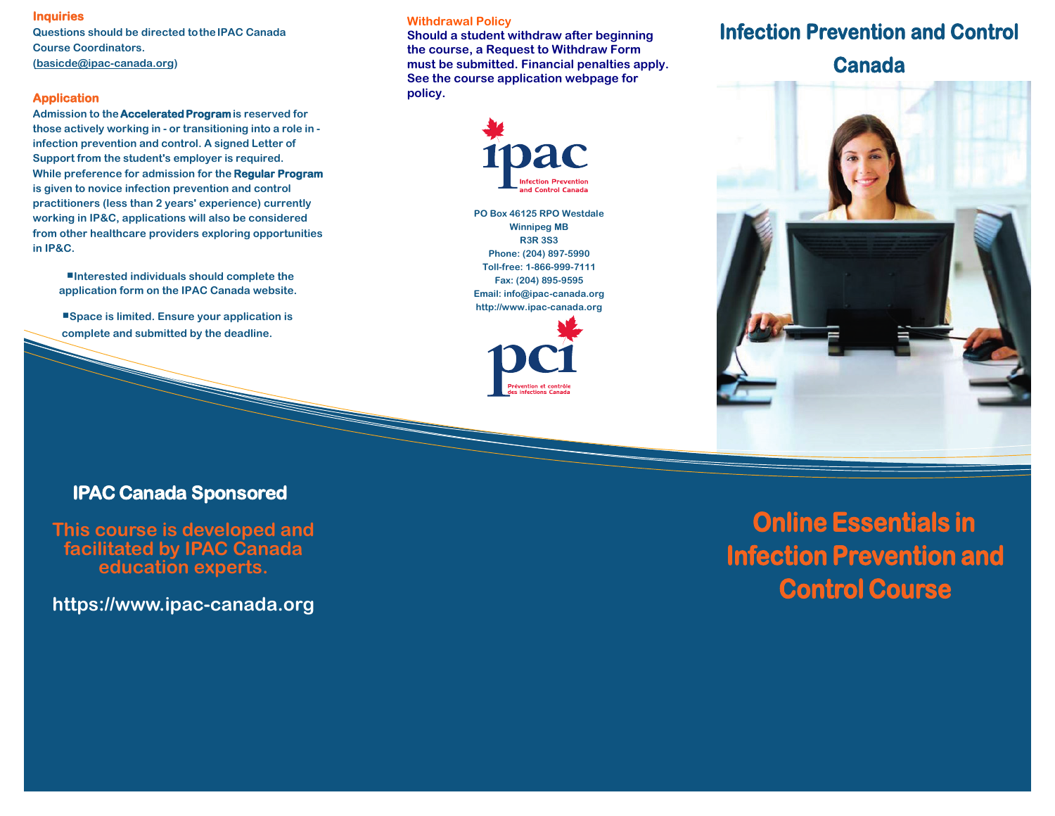## Inquiries

Questions should be directed to the IPAC Canada Course Coordinators. (basicde@ipac-canada.org)

## Application

Admission to the **Accelerated Program** is reserved for those actively working in - or transitioning into a role in - infection prevention and control. A signed Letter of Support from the student's employer is required. While preference for admission for the **Regular Program** is given to novice infection prevention and control practitioners (less than 2 years' experience) currently working in IP&C, applications will also be considered from other healthcare providers exploring opportunities in IP&C.

- Interested individuals should complete the application form on the IPAC Canada website.
- Space is limited. Ensure your application is complete and submitted by the deadline.

## IPAC Canada Sponsored

This course is developed and facilitated by IPAC Canada education experts.

https://www.ipac-canada.org

## Withdrawal Policy

Should a student withdraw after beginning the course, a Request to Withdraw Form must be submitted. Financial penalties apply. See the course application webpage for policy.

ipac
Infection Prevention and Control Canada

PO Box 46125 RPO Westdale
Winnipeg MB
R3R 3S3
Phone: (204) 897-5990
Toll-free: 1-866-999-7111
Fax: (204) 895-9595
Email: info@ipac-canada.org
http://www.ipac-canada.org

pci
Prévention et contrôle des infections Canada

# Infection Prevention and Control Canada

# Online Essentials in Infection Prevention and Control Course